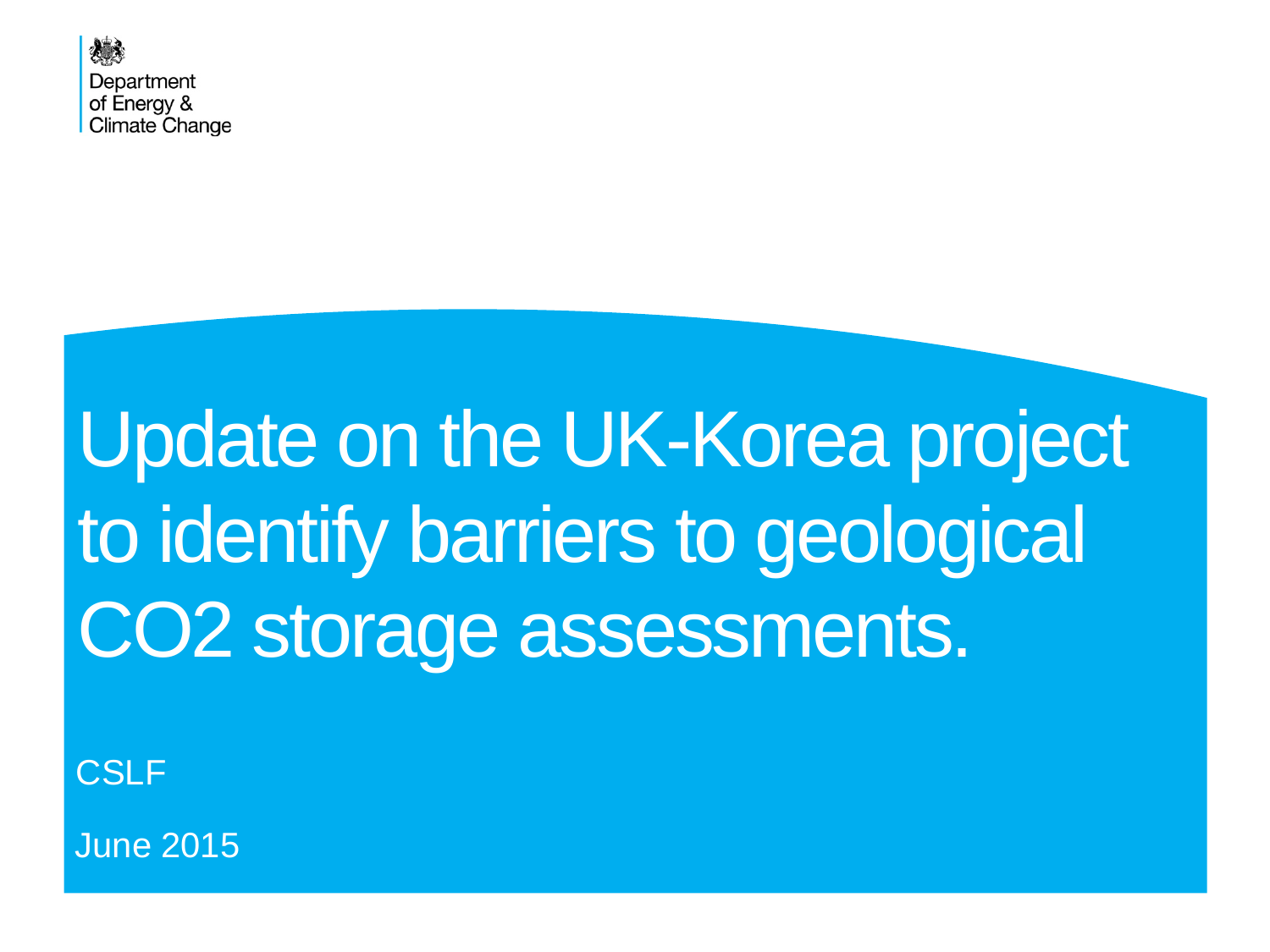Department of Energy & Climate Change

# Update on the UK-Korea project to identify barriers to geological CO2 storage assessments.

CSLF

June 2015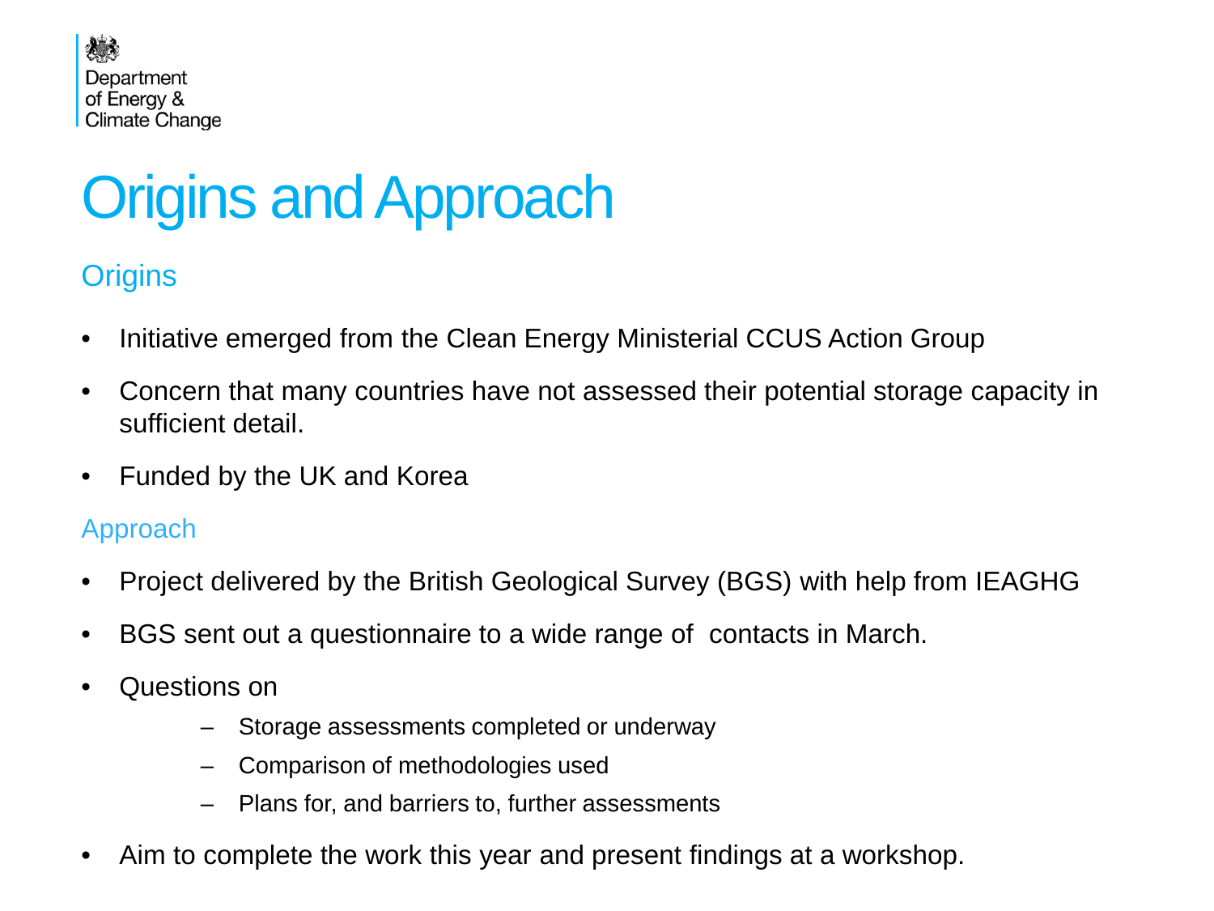# Origins and Approach

## Origins

- Initiative emerged from the Clean Energy Ministerial CCUS Action Group
- Concern that many countries have not assessed their potential storage capacity in sufficient detail.
- Funded by the UK and Korea

## Approach

- Project delivered by the British Geological Survey (BGS) with help from IEAGHG
- BGS sent out a questionnaire to a wide range of contacts in March.
- Questions on
  - Storage assessments completed or underway
  - Comparison of methodologies used
  - Plans for, and barriers to, further assessments
- Aim to complete the work this year and present findings at a workshop.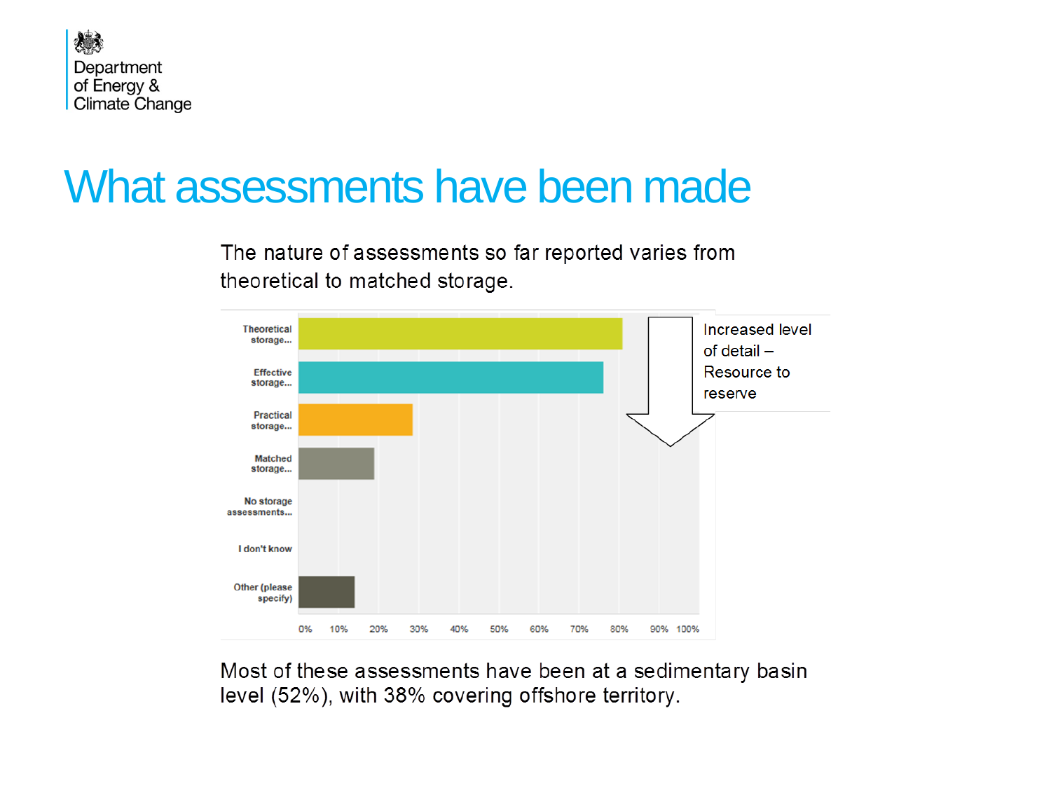# What assessments have been made

The nature of assessments so far reported varies from theoretical to matched storage.

| Assessment type | Approximate share of responses |
| --- | --- |
| Theoretical storage... | ~81% |
| Effective storage... | ~76% |
| Practical storage... | ~29% |
| Matched storage... | ~19% |
| No storage assessments... | 0% |
| I don't know | 0% |
| Other (please specify) | ~14% |

Increased level of detail – Resource to reserve

Most of these assessments have been at a sedimentary basin level (52%), with 38% covering offshore territory.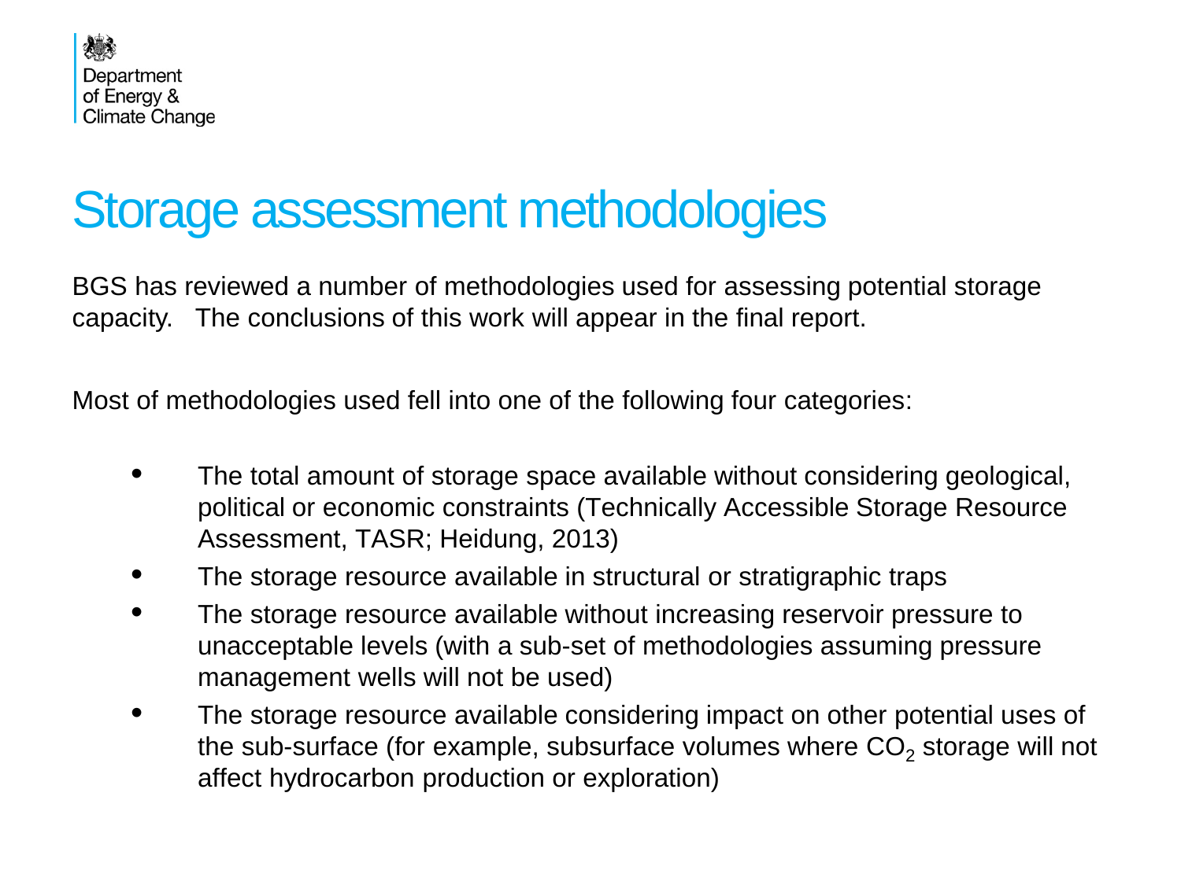# Storage assessment methodologies

BGS has reviewed a number of methodologies used for assessing potential storage capacity. The conclusions of this work will appear in the final report.

Most of methodologies used fell into one of the following four categories:

- The total amount of storage space available without considering geological, political or economic constraints (Technically Accessible Storage Resource Assessment, TASR; Heidung, 2013)
- The storage resource available in structural or stratigraphic traps
- The storage resource available without increasing reservoir pressure to unacceptable levels (with a sub-set of methodologies assuming pressure management wells will not be used)
- The storage resource available considering impact on other potential uses of the sub-surface (for example, subsurface volumes where $CO_2$ storage will not affect hydrocarbon production or exploration)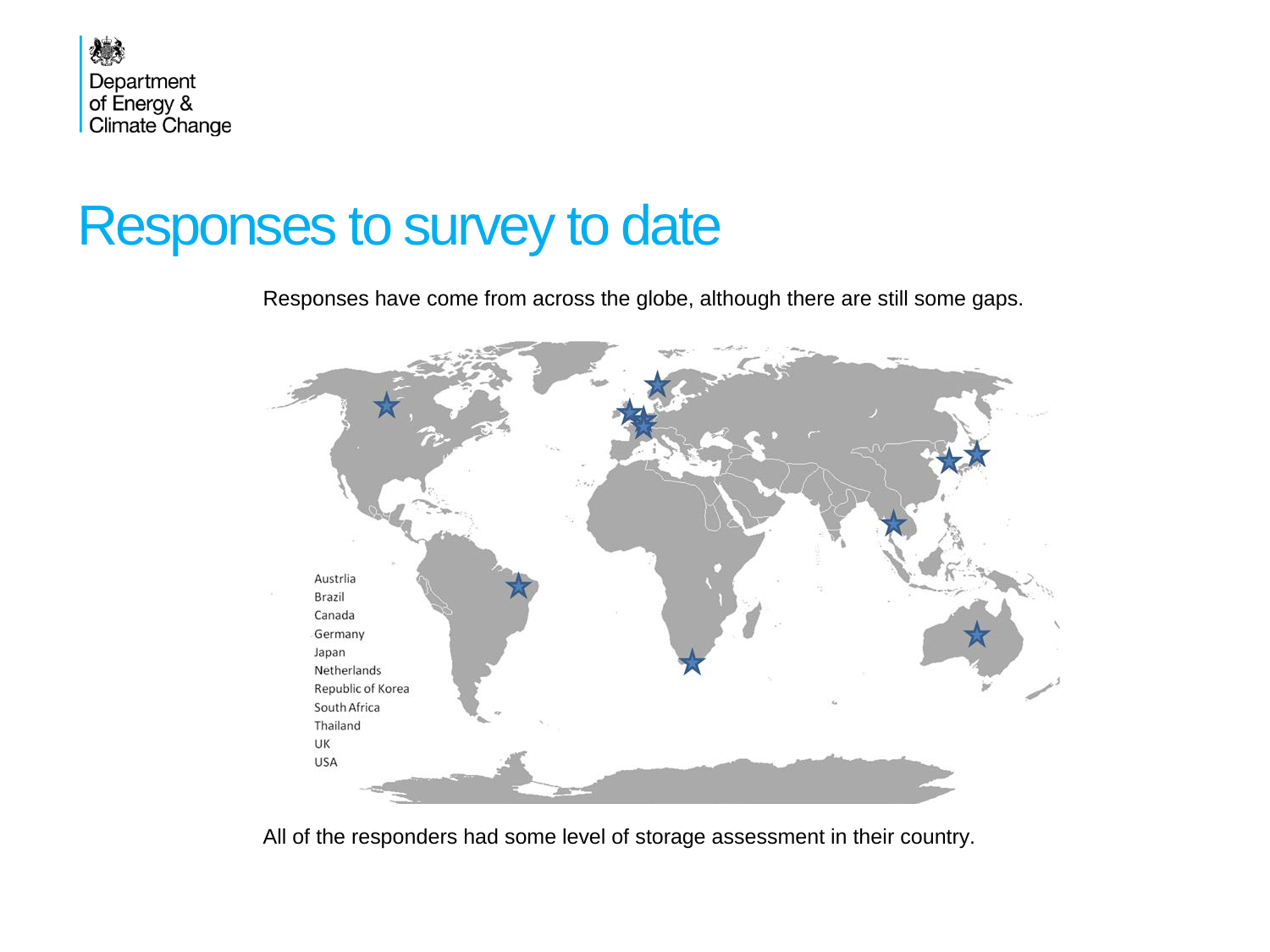# Responses to survey to date

Responses have come from across the globe, although there are still some gaps.

Austrlia
Brazil
Canada
Germany
Japan
Netherlands
Republic of Korea
South Africa
Thailand
UK
USA

All of the responders had some level of storage assessment in their country.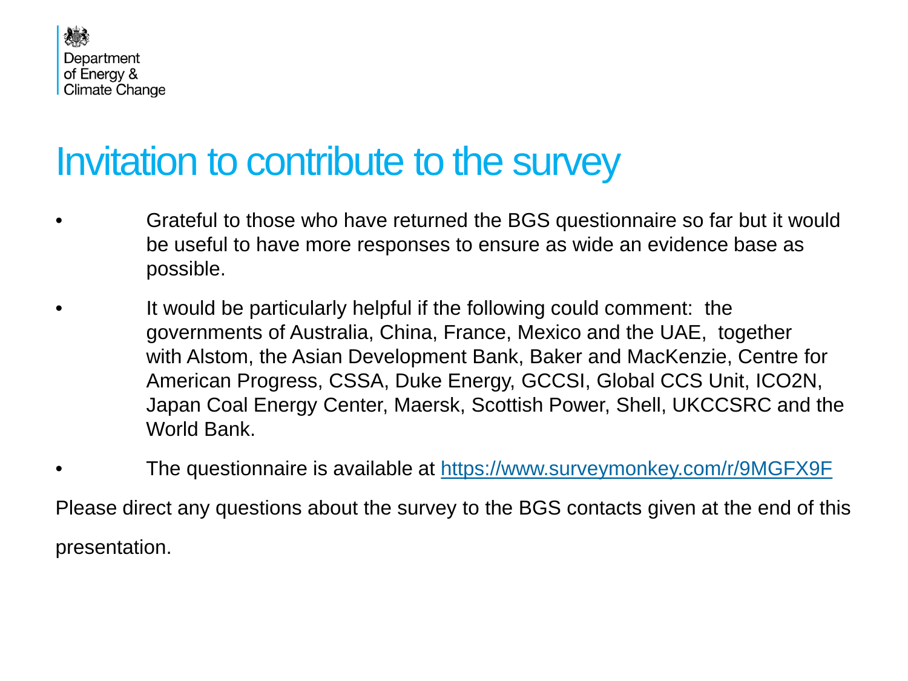Department of Energy & Climate Change

# Invitation to contribute to the survey

- Grateful to those who have returned the BGS questionnaire so far but it would be useful to have more responses to ensure as wide an evidence base as possible.
- It would be particularly helpful if the following could comment: the governments of Australia, China, France, Mexico and the UAE, together with Alstom, the Asian Development Bank, Baker and MacKenzie, Centre for American Progress, CSSA, Duke Energy, GCCSI, Global CCS Unit, ICO2N, Japan Coal Energy Center, Maersk, Scottish Power, Shell, UKCCSRC and the World Bank.
- The questionnaire is available at [https://www.surveymonkey.com/r/9MGFX9F](https://www.surveymonkey.com/r/9MGFX9F)

Please direct any questions about the survey to the BGS contacts given at the end of this presentation.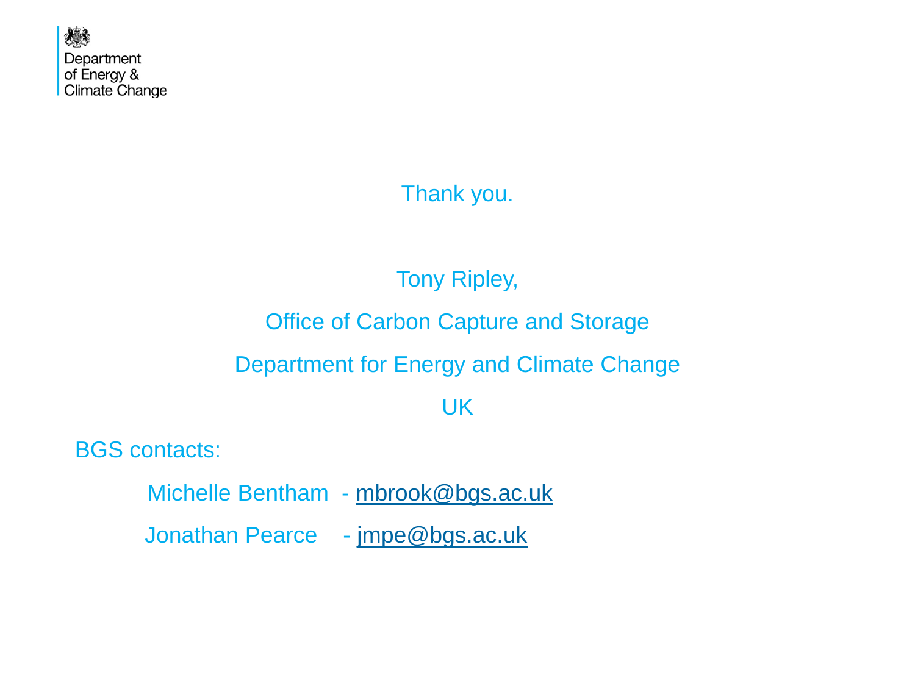Department of Energy & Climate Change

Thank you.

Tony Ripley,

Office of Carbon Capture and Storage

Department for Energy and Climate Change

UK

BGS contacts:

Michelle Bentham - mbrook@bgs.ac.uk

Jonathan Pearce - jmpe@bgs.ac.uk